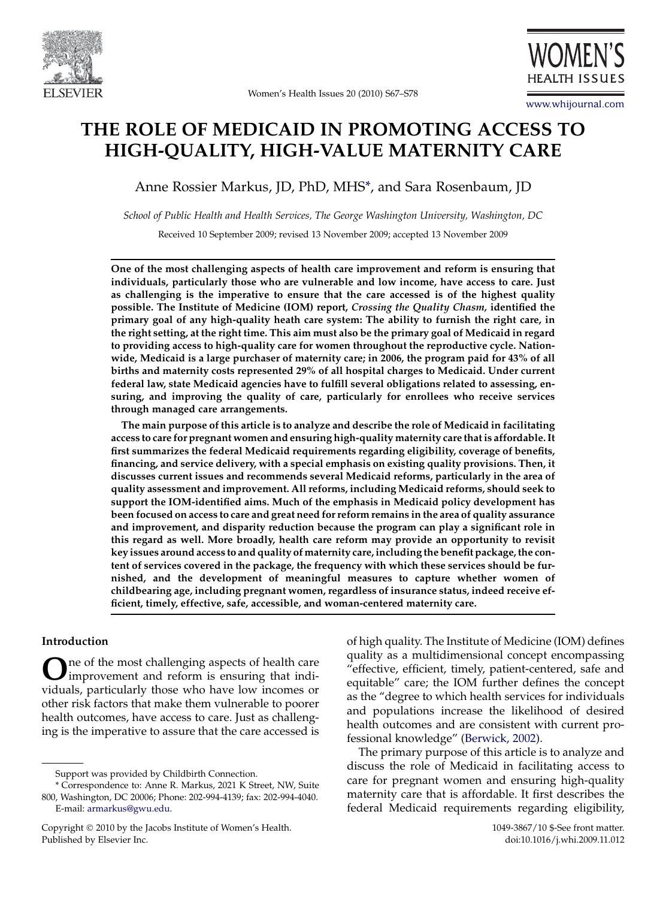# THE ROLE OF MEDICAID IN PROMOTING ACCESS TO HIGH-QUALITY, HIGH-VALUE MATERNITY CARE

Anne Rossier Markus, JD, PhD, MHS*, and Sara Rosenbaum, JD

*School of Public Health and Health Services, The George Washington University, Washington, DC*

Received 10 September 2009; revised 13 November 2009; accepted 13 November 2009

**One of the most challenging aspects of health care improvement and reform is ensuring that individuals, particularly those who are vulnerable and low income, have access to care. Just as challenging is the imperative to ensure that the care accessed is of the highest quality possible. The Institute of Medicine (IOM) report, *Crossing the Quality Chasm*, identified the primary goal of any high-quality heath care system: The ability to furnish the right care, in the right setting, at the right time. This aim must also be the primary goal of Medicaid in regard to providing access to high-quality care for women throughout the reproductive cycle. Nationwide, Medicaid is a large purchaser of maternity care; in 2006, the program paid for 43% of all births and maternity costs represented 29% of all hospital charges to Medicaid. Under current federal law, state Medicaid agencies have to fulfill several obligations related to assessing, ensuring, and improving the quality of care, particularly for enrollees who receive services through managed care arrangements.**

**The main purpose of this article is to analyze and describe the role of Medicaid in facilitating access to care for pregnant women and ensuring high-quality maternity care that is affordable. It first summarizes the federal Medicaid requirements regarding eligibility, coverage of benefits, financing, and service delivery, with a special emphasis on existing quality provisions. Then, it discusses current issues and recommends several Medicaid reforms, particularly in the area of quality assessment and improvement. All reforms, including Medicaid reforms, should seek to support the IOM-identified aims. Much of the emphasis in Medicaid policy development has been focused on access to care and great need for reform remains in the area of quality assurance and improvement, and disparity reduction because the program can play a significant role in this regard as well. More broadly, health care reform may provide an opportunity to revisit key issues around access to and quality of maternity care, including the benefit package, the content of services covered in the package, the frequency with which these services should be furnished, and the development of meaningful measures to capture whether women of childbearing age, including pregnant women, regardless of insurance status, indeed receive efficient, timely, effective, safe, accessible, and woman-centered maternity care.**

## Introduction

One of the most challenging aspects of health care improvement and reform is ensuring that individuals, particularly those who have low incomes or other risk factors that make them vulnerable to poorer health outcomes, have access to care. Just as challenging is the imperative to assure that the care accessed is of high quality. The Institute of Medicine (IOM) defines quality as a multidimensional concept encompassing "effective, efficient, timely, patient-centered, safe and equitable" care; the IOM further defines the concept as the "degree to which health services for individuals and populations increase the likelihood of desired health outcomes and are consistent with current professional knowledge" (Berwick, 2002).

The primary purpose of this article is to analyze and discuss the role of Medicaid in facilitating access to care for pregnant women and ensuring high-quality maternity care that is affordable. It first describes the federal Medicaid requirements regarding eligibility,

Support was provided by Childbirth Connection.

\* Correspondence to: Anne R. Markus, 2021 K Street, NW, Suite 800, Washington, DC 20006; Phone: 202-994-4139; fax: 202-994-4040. E-mail: armarkus@gwu.edu.

Copyright © 2010 by the Jacobs Institute of Women's Health. Published by Elsevier Inc.

1049-3867/10 $-See front matter. doi:10.1016/j.whi.2009.11.012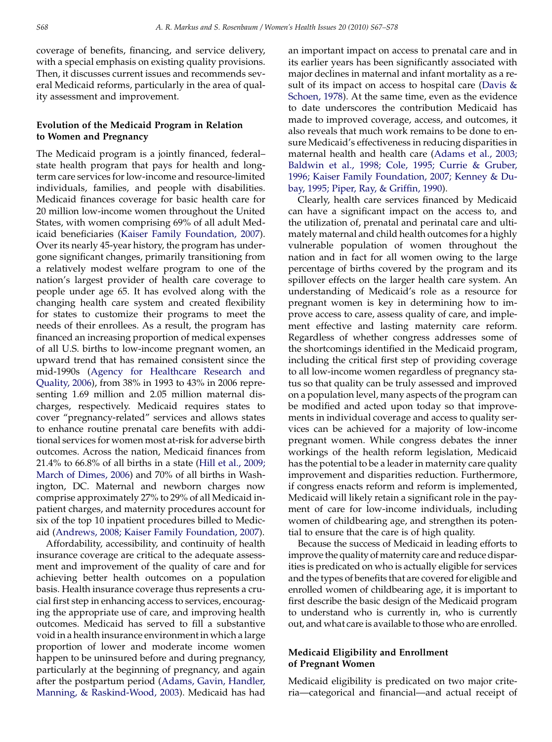coverage of benefits, financing, and service delivery, with a special emphasis on existing quality provisions. Then, it discusses current issues and recommends several Medicaid reforms, particularly in the area of quality assessment and improvement.

## Evolution of the Medicaid Program in Relation to Women and Pregnancy

The Medicaid program is a jointly financed, federal–state health program that pays for health and long-term care services for low-income and resource-limited individuals, families, and people with disabilities. Medicaid finances coverage for basic health care for 20 million low-income women throughout the United States, with women comprising 69% of all adult Medicaid beneficiaries (Kaiser Family Foundation, 2007). Over its nearly 45-year history, the program has undergone significant changes, primarily transitioning from a relatively modest welfare program to one of the nation's largest provider of health care coverage to people under age 65. It has evolved along with the changing health care system and created flexibility for states to customize their programs to meet the needs of their enrollees. As a result, the program has financed an increasing proportion of medical expenses of all U.S. births to low-income pregnant women, an upward trend that has remained consistent since the mid-1990s (Agency for Healthcare Research and Quality, 2006), from 38% in 1993 to 43% in 2006 representing 1.69 million and 2.05 million maternal discharges, respectively. Medicaid requires states to cover "pregnancy-related" services and allows states to enhance routine prenatal care benefits with additional services for women most at-risk for adverse birth outcomes. Across the nation, Medicaid finances from 21.4% to 66.8% of all births in a state (Hill et al., 2009; March of Dimes, 2006) and 70% of all births in Washington, DC. Maternal and newborn charges now comprise approximately 27% to 29% of all Medicaid inpatient charges, and maternity procedures account for six of the top 10 inpatient procedures billed to Medicaid (Andrews, 2008; Kaiser Family Foundation, 2007).

Affordability, accessibility, and continuity of health insurance coverage are critical to the adequate assessment and improvement of the quality of care and for achieving better health outcomes on a population basis. Health insurance coverage thus represents a crucial first step in enhancing access to services, encouraging the appropriate use of care, and improving health outcomes. Medicaid has served to fill a substantive void in a health insurance environment in which a large proportion of lower and moderate income women happen to be uninsured before and during pregnancy, particularly at the beginning of pregnancy, and again after the postpartum period (Adams, Gavin, Handler, Manning, & Raskind-Wood, 2003). Medicaid has had an important impact on access to prenatal care and in its earlier years has been significantly associated with major declines in maternal and infant mortality as a result of its impact on access to hospital care (Davis & Schoen, 1978). At the same time, even as the evidence to date underscores the contribution Medicaid has made to improved coverage, access, and outcomes, it also reveals that much work remains to be done to ensure Medicaid's effectiveness in reducing disparities in maternal health and health care (Adams et al., 2003; Baldwin et al., 1998; Cole, 1995; Currie & Gruber, 1996; Kaiser Family Foundation, 2007; Kenney & Dubay, 1995; Piper, Ray, & Griffin, 1990).

Clearly, health care services financed by Medicaid can have a significant impact on the access to, and the utilization of, prenatal and perinatal care and ultimately maternal and child health outcomes for a highly vulnerable population of women throughout the nation and in fact for all women owing to the large percentage of births covered by the program and its spillover effects on the larger health care system. An understanding of Medicaid's role as a resource for pregnant women is key in determining how to improve access to care, assess quality of care, and implement effective and lasting maternity care reform. Regardless of whether congress addresses some of the shortcomings identified in the Medicaid program, including the critical first step of providing coverage to all low-income women regardless of pregnancy status so that quality can be truly assessed and improved on a population level, many aspects of the program can be modified and acted upon today so that improvements in individual coverage and access to quality services can be achieved for a majority of low-income pregnant women. While congress debates the inner workings of the health reform legislation, Medicaid has the potential to be a leader in maternity care quality improvement and disparities reduction. Furthermore, if congress enacts reform and reform is implemented, Medicaid will likely retain a significant role in the payment of care for low-income individuals, including women of childbearing age, and strengthen its potential to ensure that the care is of high quality.

Because the success of Medicaid in leading efforts to improve the quality of maternity care and reduce disparities is predicated on who is actually eligible for services and the types of benefits that are covered for eligible and enrolled women of childbearing age, it is important to first describe the basic design of the Medicaid program to understand who is currently in, who is currently out, and what care is available to those who are enrolled.

## Medicaid Eligibility and Enrollment of Pregnant Women

Medicaid eligibility is predicated on two major criteria—categorical and financial—and actual receipt of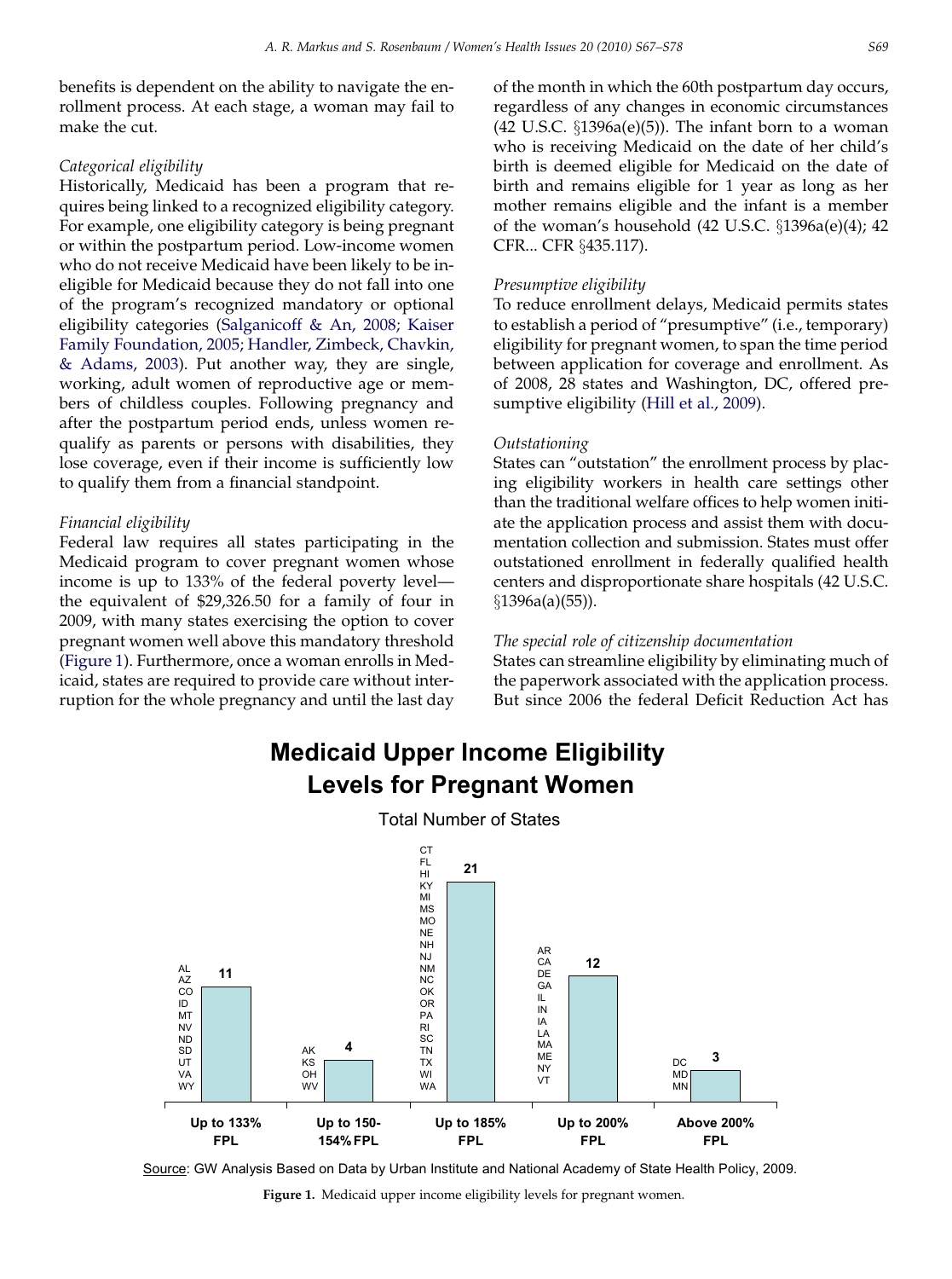benefits is dependent on the ability to navigate the enrollment process. At each stage, a woman may fail to make the cut.

*Categorical eligibility*

Historically, Medicaid has been a program that requires being linked to a recognized eligibility category. For example, one eligibility category is being pregnant or within the postpartum period. Low-income women who do not receive Medicaid have been likely to be ineligible for Medicaid because they do not fall into one of the program's recognized mandatory or optional eligibility categories (Salganicoff & An, 2008; Kaiser Family Foundation, 2005; Handler, Zimbeck, Chavkin, & Adams, 2003). Put another way, they are single, working, adult women of reproductive age or members of childless couples. Following pregnancy and after the postpartum period ends, unless women requalify as parents or persons with disabilities, they lose coverage, even if their income is sufficiently low to qualify them from a financial standpoint.

*Financial eligibility*

Federal law requires all states participating in the Medicaid program to cover pregnant women whose income is up to 133% of the federal poverty level—the equivalent of $29,326.50 for a family of four in 2009, with many states exercising the option to cover pregnant women well above this mandatory threshold (Figure 1). Furthermore, once a woman enrolls in Medicaid, states are required to provide care without interruption for the whole pregnancy and until the last day of the month in which the 60th postpartum day occurs, regardless of any changes in economic circumstances (42 U.S.C. §1396a(e)(5)). The infant born to a woman who is receiving Medicaid on the date of her child's birth is deemed eligible for Medicaid on the date of birth and remains eligible for 1 year as long as her mother remains eligible and the infant is a member of the woman's household (42 U.S.C. §1396a(e)(4); 42 CFR... CFR §435.117).

*Presumptive eligibility*

To reduce enrollment delays, Medicaid permits states to establish a period of "presumptive" (i.e., temporary) eligibility for pregnant women, to span the time period between application for coverage and enrollment. As of 2008, 28 states and Washington, DC, offered presumptive eligibility (Hill et al., 2009).

*Outstationing*

States can "outstation" the enrollment process by placing eligibility workers in health care settings other than the traditional welfare offices to help women initiate the application process and assist them with documentation collection and submission. States must offer outstationed enrollment in federally qualified health centers and disproportionate share hospitals (42 U.S.C. §1396a(a)(55)).

*The special role of citizenship documentation*

States can streamline eligibility by eliminating much of the paperwork associated with the application process. But since 2006 the federal Deficit Reduction Act has

**Medicaid Upper Income Eligibility Levels for Pregnant Women**

Total Number of States

| Eligibility level | Number of states | States |
|---|---|---|
| Up to 133% FPL | 11 | AL, AZ, CO, ID, MT, NV, ND, SD, UT, VA, WY |
| Up to 150-154% FPL | 4 | AK, KS, OH, WV |
| Up to 185% FPL | 21 | CT, FL, HI, KY, MI, MS, MO, NE, NH, NJ, NM, NC, OK, OR, PA, RI, SC, TN, TX, WI, WA |
| Up to 200% FPL | 12 | AR, CA, DE, GA, IL, IN, IA, LA, MA, ME, NY, VT |
| Above 200% FPL | 3 | DC, MD, MN |

Source: GW Analysis Based on Data by Urban Institute and National Academy of State Health Policy, 2009.

**Figure 1.** Medicaid upper income eligibility levels for pregnant women.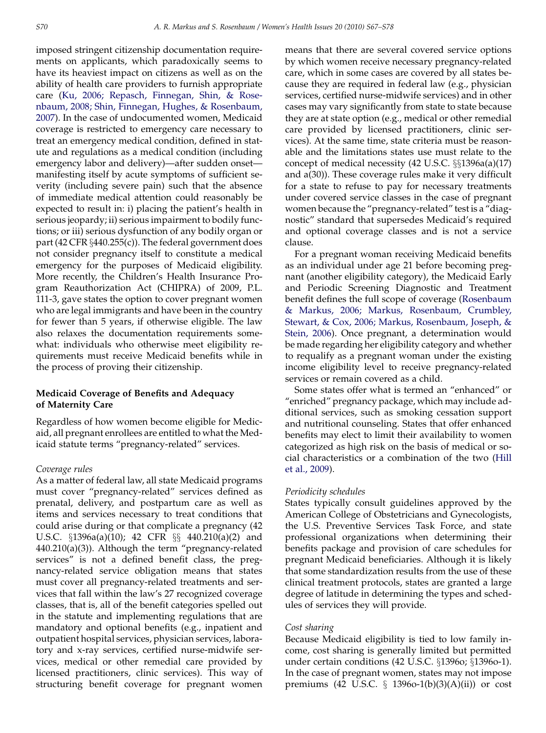imposed stringent citizenship documentation requirements on applicants, which paradoxically seems to have its heaviest impact on citizens as well as on the ability of health care providers to furnish appropriate care (Ku, 2006; Repasch, Finnegan, Shin, & Rosenbaum, 2008; Shin, Finnegan, Hughes, & Rosenbaum, 2007). In the case of undocumented women, Medicaid coverage is restricted to emergency care necessary to treat an emergency medical condition, defined in statute and regulations as a medical condition (including emergency labor and delivery)—after sudden onset—manifesting itself by acute symptoms of sufficient severity (including severe pain) such that the absence of immediate medical attention could reasonably be expected to result in: i) placing the patient's health in serious jeopardy; ii) serious impairment to bodily functions; or iii) serious dysfunction of any bodily organ or part (42 CFR §440.255(c)). The federal government does not consider pregnancy itself to constitute a medical emergency for the purposes of Medicaid eligibility. More recently, the Children's Health Insurance Program Reauthorization Act (CHIPRA) of 2009, P.L. 111-3, gave states the option to cover pregnant women who are legal immigrants and have been in the country for fewer than 5 years, if otherwise eligible. The law also relaxes the documentation requirements somewhat: individuals who otherwise meet eligibility requirements must receive Medicaid benefits while in the process of proving their citizenship.

## Medicaid Coverage of Benefits and Adequacy of Maternity Care

Regardless of how women become eligible for Medicaid, all pregnant enrollees are entitled to what the Medicaid statute terms "pregnancy-related" services.

### *Coverage rules*

As a matter of federal law, all state Medicaid programs must cover "pregnancy-related" services defined as prenatal, delivery, and postpartum care as well as items and services necessary to treat conditions that could arise during or that complicate a pregnancy (42 U.S.C. §1396a(a)(10); 42 CFR §§ 440.210(a)(2) and 440.210(a)(3)). Although the term "pregnancy-related services" is not a defined benefit class, the pregnancy-related service obligation means that states must cover all pregnancy-related treatments and services that fall within the law's 27 recognized coverage classes, that is, all of the benefit categories spelled out in the statute and implementing regulations that are mandatory and optional benefits (e.g., inpatient and outpatient hospital services, physician services, laboratory and x-ray services, certified nurse-midwife services, medical or other remedial care provided by licensed practitioners, clinic services). This way of structuring benefit coverage for pregnant women means that there are several covered service options by which women receive necessary pregnancy-related care, which in some cases are covered by all states because they are required in federal law (e.g., physician services, certified nurse-midwife services) and in other cases may vary significantly from state to state because they are at state option (e.g., medical or other remedial care provided by licensed practitioners, clinic services). At the same time, state criteria must be reasonable and the limitations states use must relate to the concept of medical necessity (42 U.S.C. §§1396a(a)(17) and a(30)). These coverage rules make it very difficult for a state to refuse to pay for necessary treatments under covered service classes in the case of pregnant women because the "pregnancy-related" test is a "diagnostic" standard that supersedes Medicaid's required and optional coverage classes and is not a service clause.

For a pregnant woman receiving Medicaid benefits as an individual under age 21 before becoming pregnant (another eligibility category), the Medicaid Early and Periodic Screening Diagnostic and Treatment benefit defines the full scope of coverage (Rosenbaum & Markus, 2006; Markus, Rosenbaum, Crumbley, Stewart, & Cox, 2006; Markus, Rosenbaum, Joseph, & Stein, 2006). Once pregnant, a determination would be made regarding her eligibility category and whether to requalify as a pregnant woman under the existing income eligibility level to receive pregnancy-related services or remain covered as a child.

Some states offer what is termed an "enhanced" or "enriched" pregnancy package, which may include additional services, such as smoking cessation support and nutritional counseling. States that offer enhanced benefits may elect to limit their availability to women categorized as high risk on the basis of medical or social characteristics or a combination of the two (Hill et al., 2009).

### *Periodicity schedules*

States typically consult guidelines approved by the American College of Obstetricians and Gynecologists, the U.S. Preventive Services Task Force, and state professional organizations when determining their benefits package and provision of care schedules for pregnant Medicaid beneficiaries. Although it is likely that some standardization results from the use of these clinical treatment protocols, states are granted a large degree of latitude in determining the types and schedules of services they will provide.

### *Cost sharing*

Because Medicaid eligibility is tied to low family income, cost sharing is generally limited but permitted under certain conditions (42 U.S.C. §1396o; §1396o-1). In the case of pregnant women, states may not impose premiums (42 U.S.C. § 1396o-1(b)(3)(A)(ii)) or cost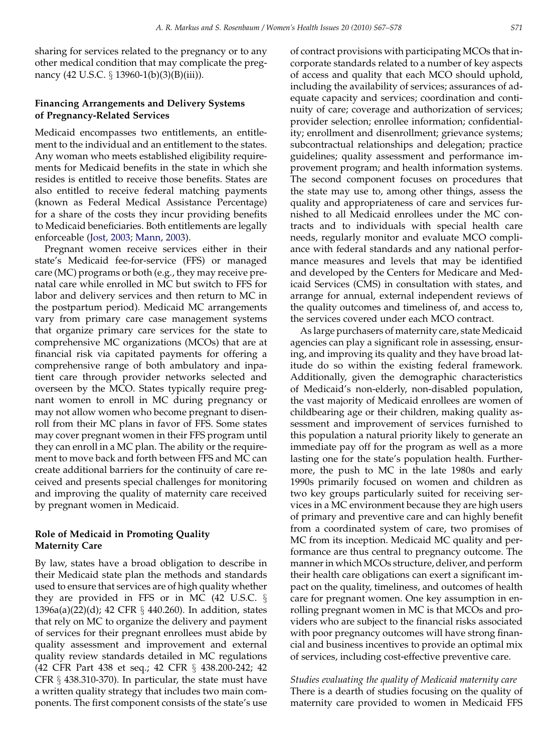sharing for services related to the pregnancy or to any other medical condition that may complicate the pregnancy (42 U.S.C. § 13960-1(b)(3)(B)(iii)).

### Financing Arrangements and Delivery Systems of Pregnancy-Related Services

Medicaid encompasses two entitlements, an entitlement to the individual and an entitlement to the states. Any woman who meets established eligibility requirements for Medicaid benefits in the state in which she resides is entitled to receive those benefits. States are also entitled to receive federal matching payments (known as Federal Medical Assistance Percentage) for a share of the costs they incur providing benefits to Medicaid beneficiaries. Both entitlements are legally enforceable (Jost, 2003; Mann, 2003).

Pregnant women receive services either in their state's Medicaid fee-for-service (FFS) or managed care (MC) programs or both (e.g., they may receive prenatal care while enrolled in MC but switch to FFS for labor and delivery services and then return to MC in the postpartum period). Medicaid MC arrangements vary from primary care case management systems that organize primary care services for the state to comprehensive MC organizations (MCOs) that are at financial risk via capitated payments for offering a comprehensive range of both ambulatory and inpatient care through provider networks selected and overseen by the MCO. States typically require pregnant women to enroll in MC during pregnancy or may not allow women who become pregnant to disenroll from their MC plans in favor of FFS. Some states may cover pregnant women in their FFS program until they can enroll in a MC plan. The ability or the requirement to move back and forth between FFS and MC can create additional barriers for the continuity of care received and presents special challenges for monitoring and improving the quality of maternity care received by pregnant women in Medicaid.

### Role of Medicaid in Promoting Quality Maternity Care

By law, states have a broad obligation to describe in their Medicaid state plan the methods and standards used to ensure that services are of high quality whether they are provided in FFS or in MC (42 U.S.C. § 1396a(a)(22)(d); 42 CFR § 440.260). In addition, states that rely on MC to organize the delivery and payment of services for their pregnant enrollees must abide by quality assessment and improvement and external quality review standards detailed in MC regulations (42 CFR Part 438 et seq.; 42 CFR § 438.200-242; 42 CFR § 438.310-370). In particular, the state must have a written quality strategy that includes two main components. The first component consists of the state's use of contract provisions with participating MCOs that incorporate standards related to a number of key aspects of access and quality that each MCO should uphold, including the availability of services; assurances of adequate capacity and services; coordination and continuity of care; coverage and authorization of services; provider selection; enrollee information; confidentiality; enrollment and disenrollment; grievance systems; subcontractual relationships and delegation; practice guidelines; quality assessment and performance improvement program; and health information systems. The second component focuses on procedures that the state may use to, among other things, assess the quality and appropriateness of care and services furnished to all Medicaid enrollees under the MC contracts and to individuals with special health care needs, regularly monitor and evaluate MCO compliance with federal standards and any national performance measures and levels that may be identified and developed by the Centers for Medicare and Medicaid Services (CMS) in consultation with states, and arrange for annual, external independent reviews of the quality outcomes and timeliness of, and access to, the services covered under each MCO contract.

As large purchasers of maternity care, state Medicaid agencies can play a significant role in assessing, ensuring, and improving its quality and they have broad latitude do so within the existing federal framework. Additionally, given the demographic characteristics of Medicaid's non-elderly, non-disabled population, the vast majority of Medicaid enrollees are women of childbearing age or their children, making quality assessment and improvement of services furnished to this population a natural priority likely to generate an immediate pay off for the program as well as a more lasting one for the state's population health. Furthermore, the push to MC in the late 1980s and early 1990s primarily focused on women and children as two key groups particularly suited for receiving services in a MC environment because they are high users of primary and preventive care and can highly benefit from a coordinated system of care, two promises of MC from its inception. Medicaid MC quality and performance are thus central to pregnancy outcome. The manner in which MCOs structure, deliver, and perform their health care obligations can exert a significant impact on the quality, timeliness, and outcomes of health care for pregnant women. One key assumption in enrolling pregnant women in MC is that MCOs and providers who are subject to the financial risks associated with poor pregnancy outcomes will have strong financial and business incentives to provide an optimal mix of services, including cost-effective preventive care.

#### *Studies evaluating the quality of Medicaid maternity care*

There is a dearth of studies focusing on the quality of maternity care provided to women in Medicaid FFS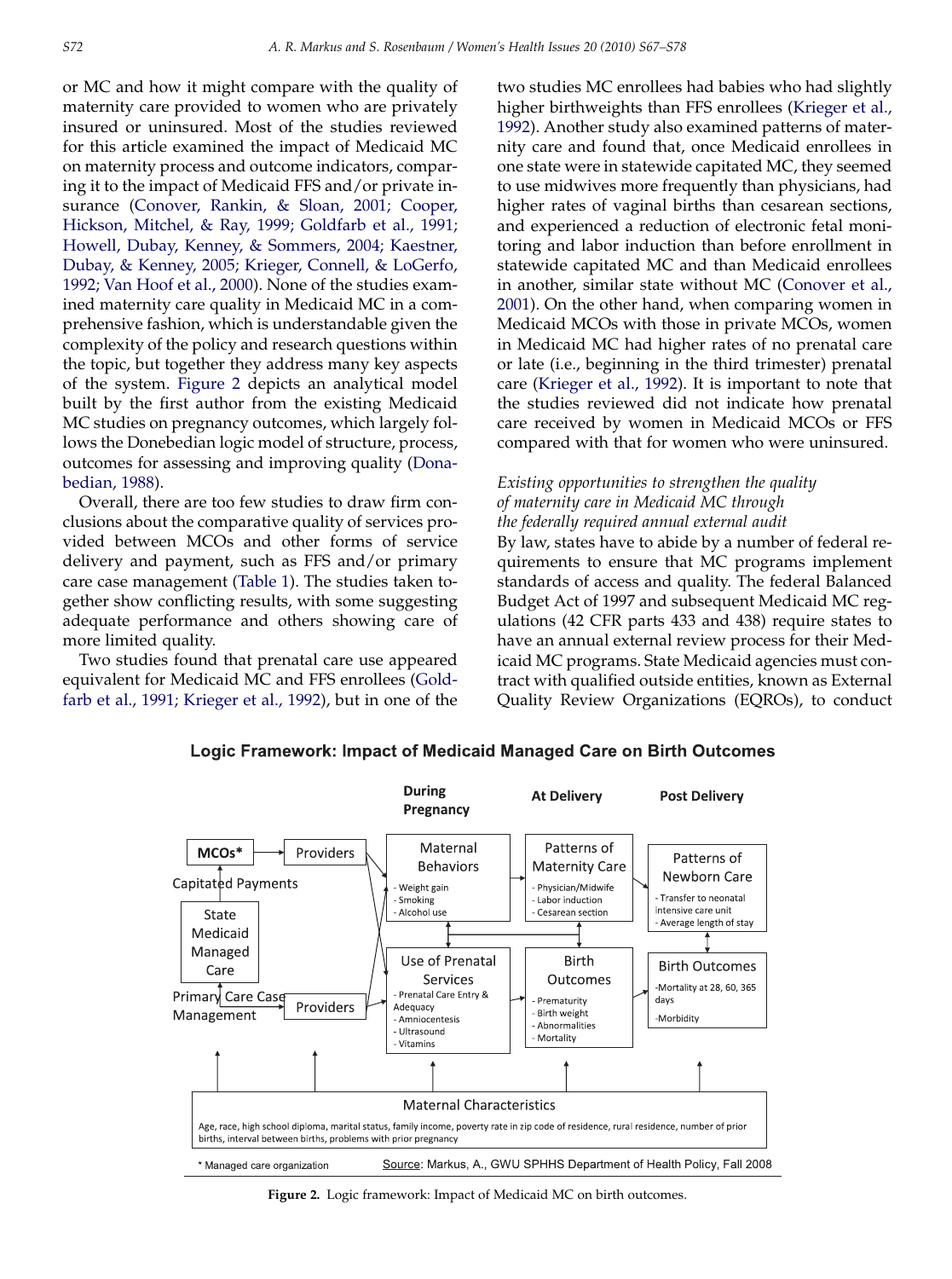or MC and how it might compare with the quality of maternity care provided to women who are privately insured or uninsured. Most of the studies reviewed for this article examined the impact of Medicaid MC on maternity process and outcome indicators, comparing it to the impact of Medicaid FFS and/or private insurance (Conover, Rankin, & Sloan, 2001; Cooper, Hickson, Mitchel, & Ray, 1999; Goldfarb et al., 1991; Howell, Dubay, Kenney, & Sommers, 2004; Kaestner, Dubay, & Kenney, 2005; Krieger, Connell, & LoGerfo, 1992; Van Hoof et al., 2000). None of the studies examined maternity care quality in Medicaid MC in a comprehensive fashion, which is understandable given the complexity of the policy and research questions within the topic, but together they address many key aspects of the system. Figure 2 depicts an analytical model built by the first author from the existing Medicaid MC studies on pregnancy outcomes, which largely follows the Donebedian logic model of structure, process, outcomes for assessing and improving quality (Donabedian, 1988).

Overall, there are too few studies to draw firm conclusions about the comparative quality of services provided between MCOs and other forms of service delivery and payment, such as FFS and/or primary care case management (Table 1). The studies taken together show conflicting results, with some suggesting adequate performance and others showing care of more limited quality.

Two studies found that prenatal care use appeared equivalent for Medicaid MC and FFS enrollees (Goldfarb et al., 1991; Krieger et al., 1992), but in one of the two studies MC enrollees had babies who had slightly higher birthweights than FFS enrollees (Krieger et al., 1992). Another study also examined patterns of maternity care and found that, once Medicaid enrollees in one state were in statewide capitated MC, they seemed to use midwives more frequently than physicians, had higher rates of vaginal births than cesarean sections, and experienced a reduction of electronic fetal monitoring and labor induction than before enrollment in statewide capitated MC and than Medicaid enrollees in another, similar state without MC (Conover et al., 2001). On the other hand, when comparing women in Medicaid MCOs with those in private MCOs, women in Medicaid MC had higher rates of no prenatal care or late (i.e., beginning in the third trimester) prenatal care (Krieger et al., 1992). It is important to note that the studies reviewed did not indicate how prenatal care received by women in Medicaid MCOs or FFS compared with that for women who were uninsured.

*Existing opportunities to strengthen the quality of maternity care in Medicaid MC through the federally required annual external audit*

By law, states have to abide by a number of federal requirements to ensure that MC programs implement standards of access and quality. The federal Balanced Budget Act of 1997 and subsequent Medicaid MC regulations (42 CFR parts 433 and 438) require states to have an annual external review process for their Medicaid MC programs. State Medicaid agencies must contract with qualified outside entities, known as External Quality Review Organizations (EQROs), to conduct

**Logic Framework: Impact of Medicaid Managed Care on Birth Outcomes**

| | | During Pregnancy | At Delivery | Post Delivery |
|---|---|---|---|---|
| MCOs* (Capitated Payments from State Medicaid Managed Care) | Providers | Maternal Behaviors<br>- Weight gain<br>- Smoking<br>- Alcohol use | Patterns of Maternity Care<br>- Physician/Midwife<br>- Labor induction<br>- Cesarean section | Patterns of Newborn Care<br>- Transfer to neonatal intensive care unit<br>- Average length of stay |
| Primary Care Case Management (from State Medicaid Managed Care) | Providers | Use of Prenatal Services<br>- Prenatal Care Entry & Adequacy<br>- Amniocentesis<br>- Ultrasound<br>- Vitamins | Birth Outcomes<br>- Prematurity<br>- Birth weight<br>- Abnormalities<br>- Mortality | Birth Outcomes<br>-Mortality at 28, 60, 365 days<br>-Morbidity |

Maternal Characteristics: Age, race, high school diploma, marital status, family income, poverty rate in zip code of residence, rural residence, number of prior births, interval between births, problems with prior pregnancy

* Managed care organization

Source: Markus, A., GWU SPHHS Department of Health Policy, Fall 2008

**Figure 2.** Logic framework: Impact of Medicaid MC on birth outcomes.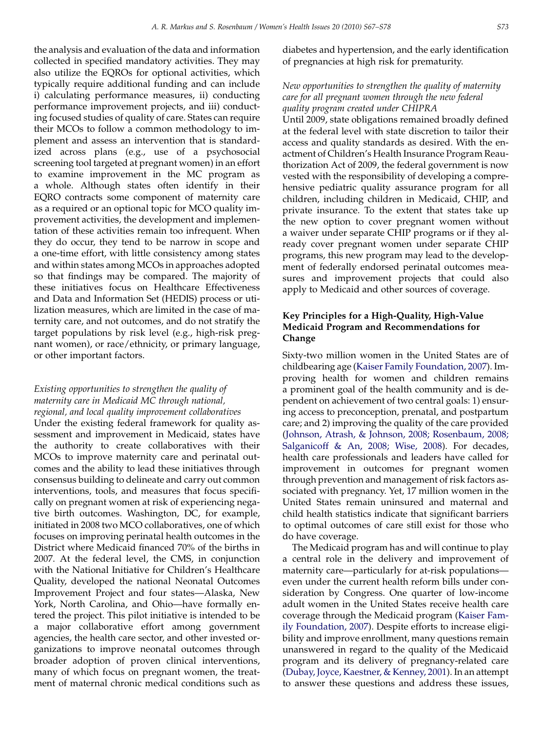the analysis and evaluation of the data and information collected in specified mandatory activities. They may also utilize the EQROs for optional activities, which typically require additional funding and can include i) calculating performance measures, ii) conducting performance improvement projects, and iii) conducting focused studies of quality of care. States can require their MCOs to follow a common methodology to implement and assess an intervention that is standardized across plans (e.g., use of a psychosocial screening tool targeted at pregnant women) in an effort to examine improvement in the MC program as a whole. Although states often identify in their EQRO contracts some component of maternity care as a required or an optional topic for MCO quality improvement activities, the development and implementation of these activities remain too infrequent. When they do occur, they tend to be narrow in scope and a one-time effort, with little consistency among states and within states among MCOs in approaches adopted so that findings may be compared. The majority of these initiatives focus on Healthcare Effectiveness and Data and Information Set (HEDIS) process or utilization measures, which are limited in the case of maternity care, and not outcomes, and do not stratify the target populations by risk level (e.g., high-risk pregnant women), or race/ethnicity, or primary language, or other important factors.

*Existing opportunities to strengthen the quality of maternity care in Medicaid MC through national, regional, and local quality improvement collaboratives*

Under the existing federal framework for quality assessment and improvement in Medicaid, states have the authority to create collaboratives with their MCOs to improve maternity care and perinatal outcomes and the ability to lead these initiatives through consensus building to delineate and carry out common interventions, tools, and measures that focus specifically on pregnant women at risk of experiencing negative birth outcomes. Washington, DC, for example, initiated in 2008 two MCO collaboratives, one of which focuses on improving perinatal health outcomes in the District where Medicaid financed 70% of the births in 2007. At the federal level, the CMS, in conjunction with the National Initiative for Children's Healthcare Quality, developed the national Neonatal Outcomes Improvement Project and four states—Alaska, New York, North Carolina, and Ohio—have formally entered the project. This pilot initiative is intended to be a major collaborative effort among government agencies, the health care sector, and other invested organizations to improve neonatal outcomes through broader adoption of proven clinical interventions, many of which focus on pregnant women, the treatment of maternal chronic medical conditions such as diabetes and hypertension, and the early identification of pregnancies at high risk for prematurity.

*New opportunities to strengthen the quality of maternity care for all pregnant women through the new federal quality program created under CHIPRA*

Until 2009, state obligations remained broadly defined at the federal level with state discretion to tailor their access and quality standards as desired. With the enactment of Children's Health Insurance Program Reauthorization Act of 2009, the federal government is now vested with the responsibility of developing a comprehensive pediatric quality assurance program for all children, including children in Medicaid, CHIP, and private insurance. To the extent that states take up the new option to cover pregnant women without a waiver under separate CHIP programs or if they already cover pregnant women under separate CHIP programs, this new program may lead to the development of federally endorsed perinatal outcomes measures and improvement projects that could also apply to Medicaid and other sources of coverage.

## Key Principles for a High-Quality, High-Value Medicaid Program and Recommendations for Change

Sixty-two million women in the United States are of childbearing age (Kaiser Family Foundation, 2007). Improving health for women and children remains a prominent goal of the health community and is dependent on achievement of two central goals: 1) ensuring access to preconception, prenatal, and postpartum care; and 2) improving the quality of the care provided (Johnson, Atrash, & Johnson, 2008; Rosenbaum, 2008; Salganicoff & An, 2008; Wise, 2008). For decades, health care professionals and leaders have called for improvement in outcomes for pregnant women through prevention and management of risk factors associated with pregnancy. Yet, 17 million women in the United States remain uninsured and maternal and child health statistics indicate that significant barriers to optimal outcomes of care still exist for those who do have coverage.

The Medicaid program has and will continue to play a central role in the delivery and improvement of maternity care—particularly for at-risk populations—even under the current health reform bills under consideration by Congress. One quarter of low-income adult women in the United States receive health care coverage through the Medicaid program (Kaiser Family Foundation, 2007). Despite efforts to increase eligibility and improve enrollment, many questions remain unanswered in regard to the quality of the Medicaid program and its delivery of pregnancy-related care (Dubay, Joyce, Kaestner, & Kenney, 2001). In an attempt to answer these questions and address these issues,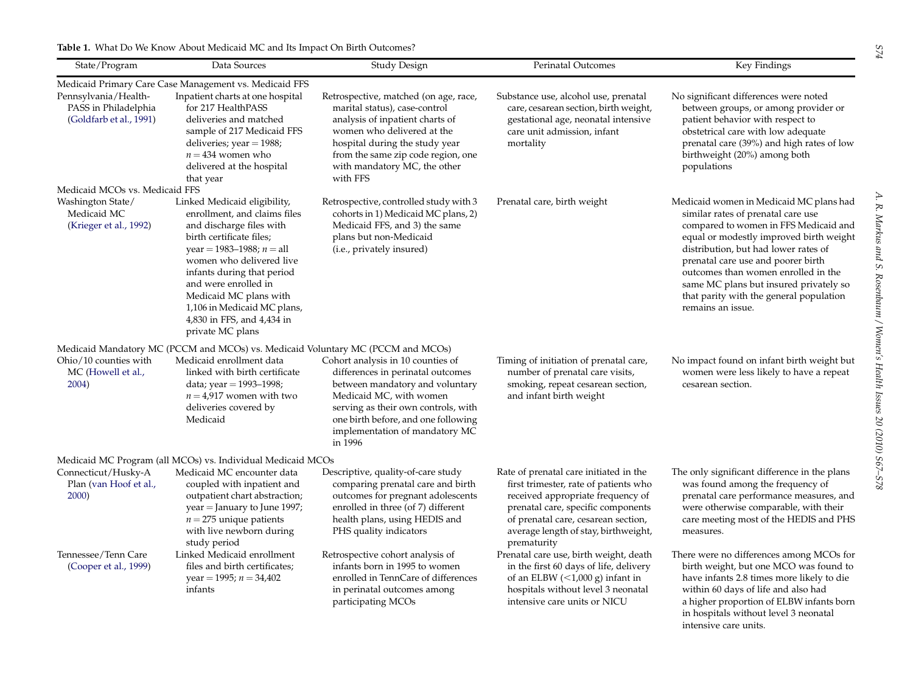**Table 1.** What Do We Know About Medicaid MC and Its Impact On Birth Outcomes?

| State/Program | Data Sources | Study Design | Perinatal Outcomes | Key Findings |
|---|---|---|---|---|
| **Medicaid Primary Care Case Management vs. Medicaid FFS** | | | | |
| Pennsylvania/Health-PASS in Philadelphia (Goldfarb et al., 1991) | Inpatient charts at one hospital for 217 HealthPASS deliveries and matched sample of 217 Medicaid FFS deliveries; year = 1988; $n = 434$ women who delivered at the hospital that year | Retrospective, matched (on age, race, marital status), case-control analysis of inpatient charts of women who delivered at the hospital during the study year from the same zip code region, one with mandatory MC, the other with FFS | Substance use, alcohol use, prenatal care, cesarean section, birth weight, gestational age, neonatal intensive care unit admission, infant mortality | No significant differences were noted between groups, or among provider or patient behavior with respect to obstetrical care with low adequate prenatal care (39%) and high rates of low birthweight (20%) among both populations |
| **Medicaid MCOs vs. Medicaid FFS** | | | | |
| Washington State/ Medicaid MC (Krieger et al., 1992) | Linked Medicaid eligibility, enrollment, and claims files and discharge files with birth certificate files; year = 1983–1988; $n$ = all women who delivered live infants during that period and were enrolled in Medicaid MC plans with 1,106 in Medicaid MC plans, 4,830 in FFS, and 4,434 in private MC plans | Retrospective, controlled study with 3 cohorts in 1) Medicaid MC plans, 2) Medicaid FFS, and 3) the same plans but non-Medicaid (i.e., privately insured) | Prenatal care, birth weight | Medicaid women in Medicaid MC plans had similar rates of prenatal care use compared to women in FFS Medicaid and equal or modestly improved birth weight distribution, but had lower rates of prenatal care use and poorer birth outcomes than women enrolled in the same MC plans but insured privately so that parity with the general population remains an issue. |
| **Medicaid Mandatory MC (PCCM and MCOs) vs. Medicaid Voluntary MC (PCCM and MCOs)** | | | | |
| Ohio/10 counties with MC (Howell et al., 2004) | Medicaid enrollment data linked with birth certificate data; year = 1993–1998; $n = 4{,}917$ women with two deliveries covered by Medicaid | Cohort analysis in 10 counties of differences in perinatal outcomes between mandatory and voluntary Medicaid MC, with women serving as their own controls, with one birth before, and one following implementation of mandatory MC in 1996 | Timing of initiation of prenatal care, number of prenatal care visits, smoking, repeat cesarean section, and infant birth weight | No impact found on infant birth weight but women were less likely to have a repeat cesarean section. |
| **Medicaid MC Program (all MCOs) vs. Individual Medicaid MCOs** | | | | |
| Connecticut/Husky-A Plan (van Hoof et al., 2000) | Medicaid MC encounter data coupled with inpatient and outpatient chart abstraction; year = January to June 1997; $n = 275$ unique patients with live newborn during study period | Descriptive, quality-of-care study comparing prenatal care and birth outcomes for pregnant adolescents enrolled in three (of 7) different health plans, using HEDIS and PHS quality indicators | Rate of prenatal care initiated in the first trimester, rate of patients who received appropriate frequency of prenatal care, specific components of prenatal care, cesarean section, average length of stay, birthweight, prematurity | The only significant difference in the plans was found among the frequency of prenatal care performance measures, and were otherwise comparable, with their care meeting most of the HEDIS and PHS measures. |
| Tennessee/Tenn Care (Cooper et al., 1999) | Linked Medicaid enrollment files and birth certificates; year = 1995; $n = 34{,}402$ infants | Retrospective cohort analysis of infants born in 1995 to women enrolled in TennCare of differences in perinatal outcomes among participating MCOs | Prenatal care use, birth weight, death in the first 60 days of life, delivery of an ELBW (<1,000 g) infant in hospitals without level 3 neonatal intensive care units or NICU | There were no differences among MCOs for birth weight, but one MCO was found to have infants 2.8 times more likely to die within 60 days of life and also had a higher proportion of ELBW infants born in hospitals without level 3 neonatal intensive care units. |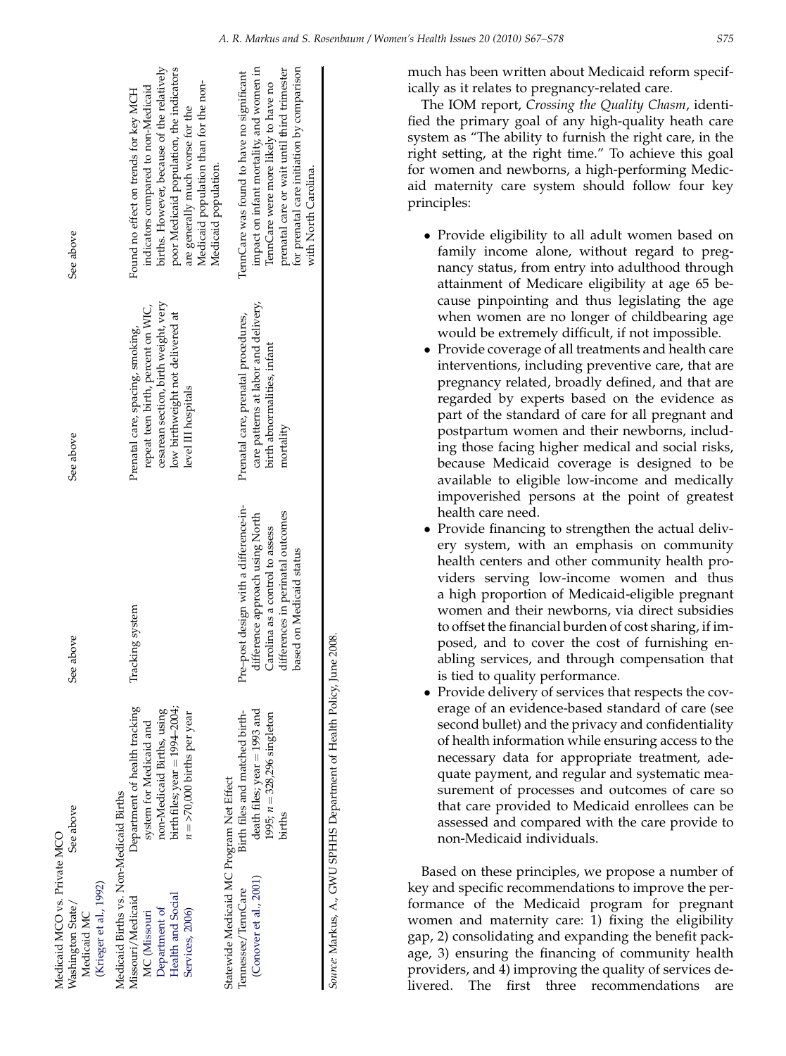| | | | | | |
|---|---|---|---|---|---|
| **Medicaid MCO vs. Private MCO** | | | | | |
| Washington State/ Medicaid MC (Krieger et al., 1992) | See above | See above | See above | See above | See above |
| **Medicaid Births vs. Non-Medicaid Births** | | | | | |
| Missouri/Medicaid MC (Missouri Department of Health and Social Services, 2006) | Department of health tracking system for Medicaid and non-Medicaid Births, using birth files; year = 1994–2004; n = >70,000 births per year | Tracking system | Prenatal care, spacing, smoking, repeat teen birth, percent on WIC, cesarean section, birth weight, very low birthweight not delivered at level III hospitals | Found no effect on trends for key MCH indicators compared to non-Medicaid births. However, because of the relatively poor Medicaid population, the indicators are generally much worse for the Medicaid population than for the non-Medicaid population. | |
| **Statewide Medicaid MC Program Net Effect** | | | | | |
| Tennessee/TennCare (Conover et al., 2001) | Birth files and matched birth-death files; year = 1993 and 1995; n = 328,296 singleton births | Pre–post design with a difference-in-difference approach using North Carolina as a control to assess differences in perinatal outcomes based on Medicaid status | Prenatal care, prenatal procedures, care patterns at labor and delivery, birth abnormalities, infant mortality | TennCare was found to have no significant impact on infant mortality, and women in TennCare were more likely to have no prenatal care or wait until third trimester for prenatal care initiation by comparison with North Carolina. | |

*Source*: Markus, A., GWU SPHHS Department of Health Policy, June 2008.

much has been written about Medicaid reform specifically as it relates to pregnancy-related care.

The IOM report, *Crossing the Quality Chasm*, identified the primary goal of any high-quality heath care system as "The ability to furnish the right care, in the right setting, at the right time." To achieve this goal for women and newborns, a high-performing Medicaid maternity care system should follow four key principles:

- Provide eligibility to all adult women based on family income alone, without regard to pregnancy status, from entry into adulthood through attainment of Medicare eligibility at age 65 because pinpointing and thus legislating the age when women are no longer of childbearing age would be extremely difficult, if not impossible.
- Provide coverage of all treatments and health care interventions, including preventive care, that are pregnancy related, broadly defined, and that are regarded by experts based on the evidence as part of the standard of care for all pregnant and postpartum women and their newborns, including those facing higher medical and social risks, because Medicaid coverage is designed to be available to eligible low-income and medically impoverished persons at the point of greatest health care need.
- Provide financing to strengthen the actual delivery system, with an emphasis on community health centers and other community health providers serving low-income women and thus a high proportion of Medicaid-eligible pregnant women and their newborns, via direct subsidies to offset the financial burden of cost sharing, if imposed, and to cover the cost of furnishing enabling services, and through compensation that is tied to quality performance.
- Provide delivery of services that respects the coverage of an evidence-based standard of care (see second bullet) and the privacy and confidentiality of health information while ensuring access to the necessary data for appropriate treatment, adequate payment, and regular and systematic measurement of processes and outcomes of care so that care provided to Medicaid enrollees can be assessed and compared with the care provide to non-Medicaid individuals.

Based on these principles, we propose a number of key and specific recommendations to improve the performance of the Medicaid program for pregnant women and maternity care: 1) fixing the eligibility gap, 2) consolidating and expanding the benefit package, 3) ensuring the financing of community health providers, and 4) improving the quality of services delivered. The first three recommendations are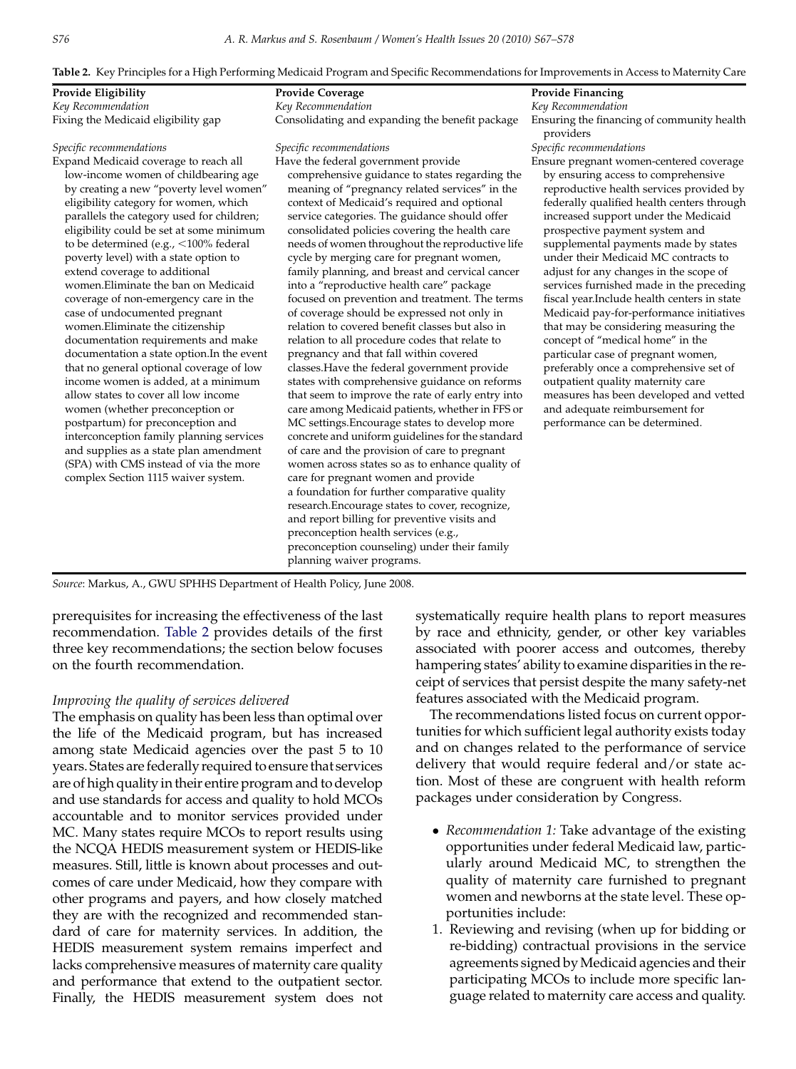**Table 2.** Key Principles for a High Performing Medicaid Program and Specific Recommendations for Improvements in Access to Maternity Care

| **Provide Eligibility** | **Provide Coverage** | **Provide Financing** |
|---|---|---|
| *Key Recommendation* | *Key Recommendation* | *Key Recommendation* |
| Fixing the Medicaid eligibility gap | Consolidating and expanding the benefit package | Ensuring the financing of community health providers |
| *Specific recommendations* | *Specific recommendations* | *Specific recommendations* |
| Expand Medicaid coverage to reach all low-income women of childbearing age by creating a new "poverty level women" eligibility category for women, which parallels the category used for children; eligibility could be set at some minimum to be determined (e.g., <100% federal poverty level) with a state option to extend coverage to additional women.Eliminate the ban on Medicaid coverage of non-emergency care in the case of undocumented pregnant women.Eliminate the citizenship documentation requirements and make documentation a state option.In the event that no general optional coverage of low income women is added, at a minimum allow states to cover all low income women (whether preconception or postpartum) for preconception and interconception family planning services and supplies as a state plan amendment (SPA) with CMS instead of via the more complex Section 1115 waiver system. | Have the federal government provide comprehensive guidance to states regarding the meaning of "pregnancy related services" in the context of Medicaid's required and optional service categories. The guidance should offer consolidated policies covering the health care needs of women throughout the reproductive life cycle by merging care for pregnant women, family planning, and breast and cervical cancer into a "reproductive health care" package focused on prevention and treatment. The terms of coverage should be expressed not only in relation to covered benefit classes but also in relation to all procedure codes that relate to pregnancy and that fall within covered classes.Have the federal government provide states with comprehensive guidance on reforms that seem to improve the rate of early entry into care among Medicaid patients, whether in FFS or MC settings.Encourage states to develop more concrete and uniform guidelines for the standard of care and the provision of care to pregnant women across states so as to enhance quality of care for pregnant women and provide a foundation for further comparative quality research.Encourage states to cover, recognize, and report billing for preventive visits and preconception health services (e.g., preconception counseling) under their family planning waiver programs. | Ensure pregnant women-centered coverage by ensuring access to comprehensive reproductive health services provided by federally qualified health centers through increased support under the Medicaid prospective payment system and supplemental payments made by states under their Medicaid MC contracts to adjust for any changes in the scope of services furnished made in the preceding fiscal year.Include health centers in state Medicaid pay-for-performance initiatives that may be considering measuring the concept of "medical home" in the particular case of pregnant women, preferably once a comprehensive set of outpatient quality maternity care measures has been developed and vetted and adequate reimbursement for performance can be determined. |

*Source*: Markus, A., GWU SPHHS Department of Health Policy, June 2008.

prerequisites for increasing the effectiveness of the last recommendation. Table 2 provides details of the first three key recommendations; the section below focuses on the fourth recommendation.

### *Improving the quality of services delivered*

The emphasis on quality has been less than optimal over the life of the Medicaid program, but has increased among state Medicaid agencies over the past 5 to 10 years. States are federally required to ensure that services are of high quality in their entire program and to develop and use standards for access and quality to hold MCOs accountable and to monitor services provided under MC. Many states require MCOs to report results using the NCQA HEDIS measurement system or HEDIS-like measures. Still, little is known about processes and outcomes of care under Medicaid, how they compare with other programs and payers, and how closely matched they are with the recognized and recommended standard of care for maternity services. In addition, the HEDIS measurement system remains imperfect and lacks comprehensive measures of maternity care quality and performance that extend to the outpatient sector. Finally, the HEDIS measurement system does not systematically require health plans to report measures by race and ethnicity, gender, or other key variables associated with poorer access and outcomes, thereby hampering states' ability to examine disparities in the receipt of services that persist despite the many safety-net features associated with the Medicaid program.

The recommendations listed focus on current opportunities for which sufficient legal authority exists today and on changes related to the performance of service delivery that would require federal and/or state action. Most of these are congruent with health reform packages under consideration by Congress.

- *Recommendation 1:* Take advantage of the existing opportunities under federal Medicaid law, particularly around Medicaid MC, to strengthen the quality of maternity care furnished to pregnant women and newborns at the state level. These opportunities include:

1. Reviewing and revising (when up for bidding or re-bidding) contractual provisions in the service agreements signed by Medicaid agencies and their participating MCOs to include more specific language related to maternity care access and quality.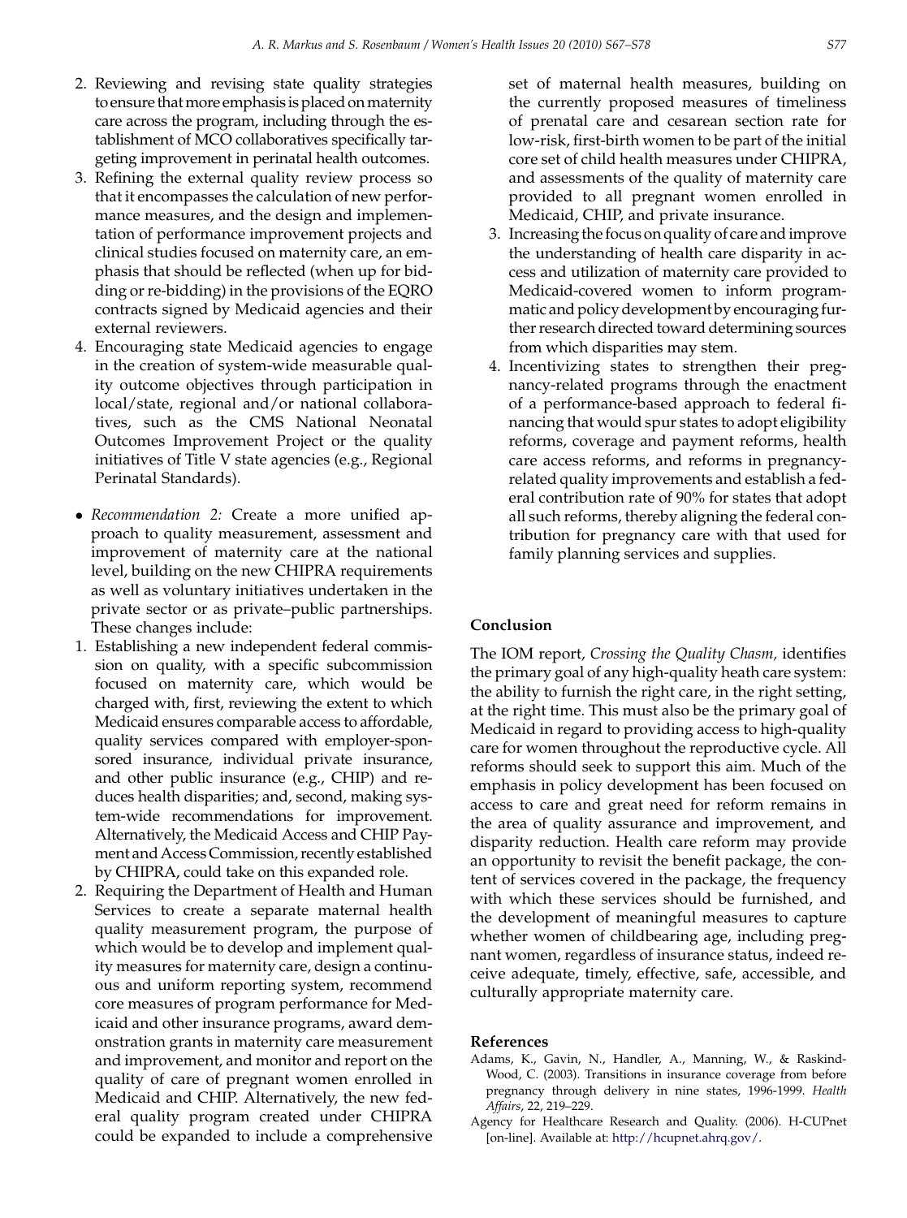2. Reviewing and revising state quality strategies to ensure that more emphasis is placed on maternity care across the program, including through the establishment of MCO collaboratives specifically targeting improvement in perinatal health outcomes.
3. Refining the external quality review process so that it encompasses the calculation of new performance measures, and the design and implementation of performance improvement projects and clinical studies focused on maternity care, an emphasis that should be reflected (when up for bidding or re-bidding) in the provisions of the EQRO contracts signed by Medicaid agencies and their external reviewers.
4. Encouraging state Medicaid agencies to engage in the creation of system-wide measurable quality outcome objectives through participation in local/state, regional and/or national collaboratives, such as the CMS National Neonatal Outcomes Improvement Project or the quality initiatives of Title V state agencies (e.g., Regional Perinatal Standards).

- *Recommendation 2:* Create a more unified approach to quality measurement, assessment and improvement of maternity care at the national level, building on the new CHIPRA requirements as well as voluntary initiatives undertaken in the private sector or as private–public partnerships. These changes include:

1. Establishing a new independent federal commission on quality, with a specific subcommission focused on maternity care, which would be charged with, first, reviewing the extent to which Medicaid ensures comparable access to affordable, quality services compared with employer-sponsored insurance, individual private insurance, and other public insurance (e.g., CHIP) and reduces health disparities; and, second, making system-wide recommendations for improvement. Alternatively, the Medicaid Access and CHIP Payment and Access Commission, recently established by CHIPRA, could take on this expanded role.
2. Requiring the Department of Health and Human Services to create a separate maternal health quality measurement program, the purpose of which would be to develop and implement quality measures for maternity care, design a continuous and uniform reporting system, recommend core measures of program performance for Medicaid and other insurance programs, award demonstration grants in maternity care measurement and improvement, and monitor and report on the quality of care of pregnant women enrolled in Medicaid and CHIP. Alternatively, the new federal quality program created under CHIPRA could be expanded to include a comprehensive set of maternal health measures, building on the currently proposed measures of timeliness of prenatal care and cesarean section rate for low-risk, first-birth women to be part of the initial core set of child health measures under CHIPRA, and assessments of the quality of maternity care provided to all pregnant women enrolled in Medicaid, CHIP, and private insurance.
3. Increasing the focus on quality of care and improve the understanding of health care disparity in access and utilization of maternity care provided to Medicaid-covered women to inform programmatic and policy development by encouraging further research directed toward determining sources from which disparities may stem.
4. Incentivizing states to strengthen their pregnancy-related programs through the enactment of a performance-based approach to federal financing that would spur states to adopt eligibility reforms, coverage and payment reforms, health care access reforms, and reforms in pregnancy-related quality improvements and establish a federal contribution rate of 90% for states that adopt all such reforms, thereby aligning the federal contribution for pregnancy care with that used for family planning services and supplies.

## Conclusion

The IOM report, *Crossing the Quality Chasm,* identifies the primary goal of any high-quality heath care system: the ability to furnish the right care, in the right setting, at the right time. This must also be the primary goal of Medicaid in regard to providing access to high-quality care for women throughout the reproductive cycle. All reforms should seek to support this aim. Much of the emphasis in policy development has been focused on access to care and great need for reform remains in the area of quality assurance and improvement, and disparity reduction. Health care reform may provide an opportunity to revisit the benefit package, the content of services covered in the package, the frequency with which these services should be furnished, and the development of meaningful measures to capture whether women of childbearing age, including pregnant women, regardless of insurance status, indeed receive adequate, timely, effective, safe, accessible, and culturally appropriate maternity care.

## References

Adams, K., Gavin, N., Handler, A., Manning, W., & Raskind-Wood, C. (2003). Transitions in insurance coverage from before pregnancy through delivery in nine states, 1996-1999. *Health Affairs*, 22, 219–229.

Agency for Healthcare Research and Quality. (2006). H-CUPnet [on-line]. Available at: http://hcupnet.ahrq.gov/.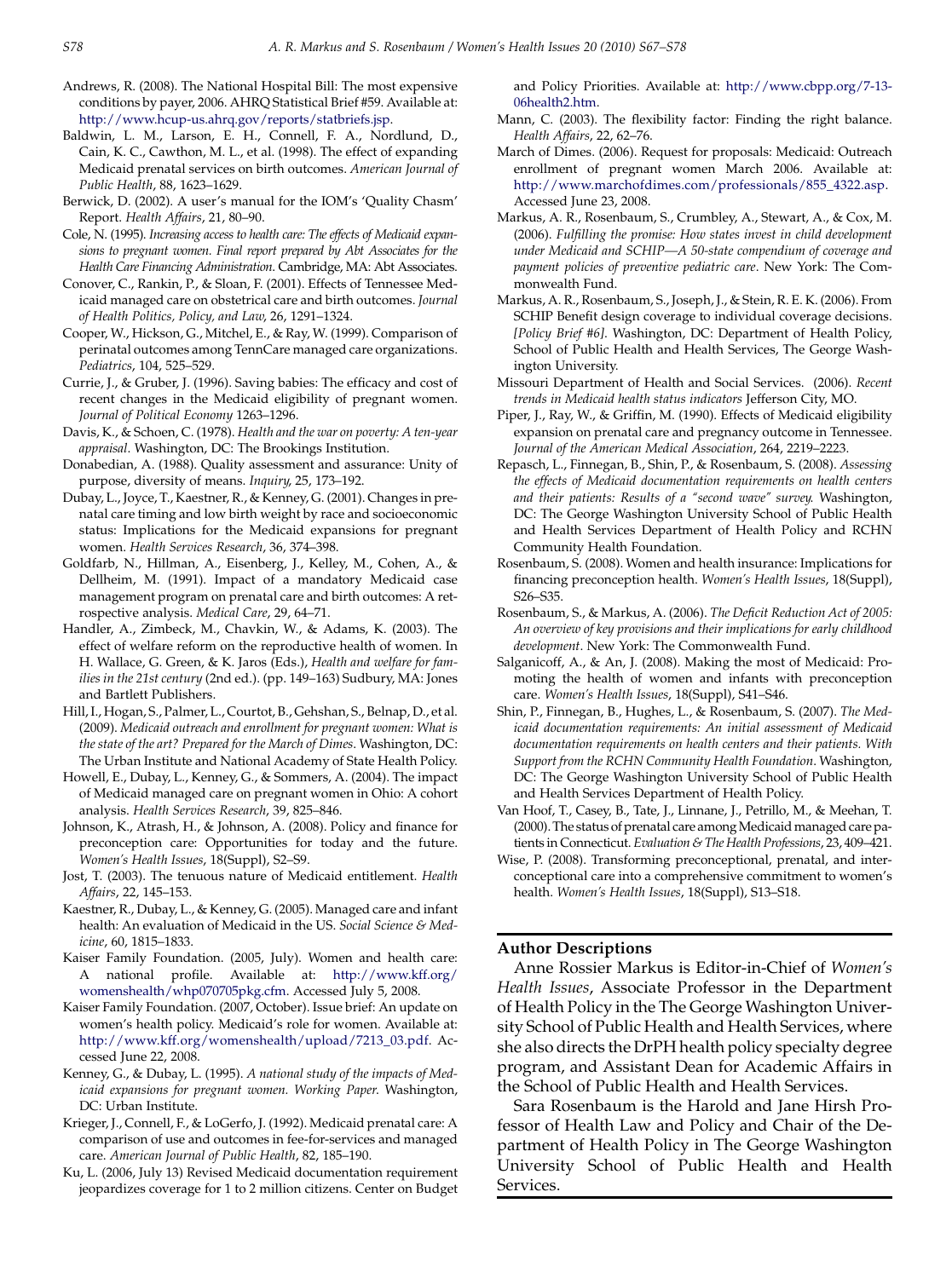Andrews, R. (2008). The National Hospital Bill: The most expensive conditions by payer, 2006. AHRQ Statistical Brief #59. Available at: http://www.hcup-us.ahrq.gov/reports/statbriefs.jsp.

Baldwin, L. M., Larson, E. H., Connell, F. A., Nordlund, D., Cain, K. C., Cawthon, M. L., et al. (1998). The effect of expanding Medicaid prenatal services on birth outcomes. *American Journal of Public Health*, 88, 1623–1629.

Berwick, D. (2002). A user's manual for the IOM's 'Quality Chasm' Report. *Health Affairs*, 21, 80–90.

Cole, N. (1995). *Increasing access to health care: The effects of Medicaid expansions to pregnant women. Final report prepared by Abt Associates for the Health Care Financing Administration.* Cambridge, MA: Abt Associates.

Conover, C., Rankin, P., & Sloan, F. (2001). Effects of Tennessee Medicaid managed care on obstetrical care and birth outcomes. *Journal of Health Politics, Policy, and Law*, 26, 1291–1324.

Cooper, W., Hickson, G., Mitchel, E., & Ray, W. (1999). Comparison of perinatal outcomes among TennCare managed care organizations. *Pediatrics*, 104, 525–529.

Currie, J., & Gruber, J. (1996). Saving babies: The efficacy and cost of recent changes in the Medicaid eligibility of pregnant women. *Journal of Political Economy* 1263–1296.

Davis, K., & Schoen, C. (1978). *Health and the war on poverty: A ten-year appraisal*. Washington, DC: The Brookings Institution.

Donabedian, A. (1988). Quality assessment and assurance: Unity of purpose, diversity of means. *Inquiry*, 25, 173–192.

Dubay, L., Joyce, T., Kaestner, R., & Kenney, G. (2001). Changes in prenatal care timing and low birth weight by race and socioeconomic status: Implications for the Medicaid expansions for pregnant women. *Health Services Research*, 36, 374–398.

Goldfarb, N., Hillman, A., Eisenberg, J., Kelley, M., Cohen, A., & Dellheim, M. (1991). Impact of a mandatory Medicaid case management program on prenatal care and birth outcomes: A retrospective analysis. *Medical Care*, 29, 64–71.

Handler, A., Zimbeck, M., Chavkin, W., & Adams, K. (2003). The effect of welfare reform on the reproductive health of women. In H. Wallace, G. Green, & K. Jaros (Eds.), *Health and welfare for families in the 21st century* (2nd ed.). (pp. 149–163) Sudbury, MA: Jones and Bartlett Publishers.

Hill, I., Hogan, S., Palmer, L., Courtot, B., Gehshan, S., Belnap, D., et al. (2009). *Medicaid outreach and enrollment for pregnant women: What is the state of the art? Prepared for the March of Dimes*. Washington, DC: The Urban Institute and National Academy of State Health Policy.

Howell, E., Dubay, L., Kenney, G., & Sommers, A. (2004). The impact of Medicaid managed care on pregnant women in Ohio: A cohort analysis. *Health Services Research*, 39, 825–846.

Johnson, K., Atrash, H., & Johnson, A. (2008). Policy and finance for preconception care: Opportunities for today and the future. *Women's Health Issues*, 18(Suppl), S2–S9.

Jost, T. (2003). The tenuous nature of Medicaid entitlement. *Health Affairs*, 22, 145–153.

Kaestner, R., Dubay, L., & Kenney, G. (2005). Managed care and infant health: An evaluation of Medicaid in the US. *Social Science & Medicine*, 60, 1815–1833.

Kaiser Family Foundation. (2005, July). Women and health care: A national profile. Available at: http://www.kff.org/womenshealth/whp070705pkg.cfm. Accessed July 5, 2008.

Kaiser Family Foundation. (2007, October). Issue brief: An update on women's health policy. Medicaid's role for women. Available at: http://www.kff.org/womenshealth/upload/7213_03.pdf. Accessed June 22, 2008.

Kenney, G., & Dubay, L. (1995). *A national study of the impacts of Medicaid expansions for pregnant women. Working Paper.* Washington, DC: Urban Institute.

Krieger, J., Connell, F., & LoGerfo, J. (1992). Medicaid prenatal care: A comparison of use and outcomes in fee-for-services and managed care. *American Journal of Public Health*, 82, 185–190.

Ku, L. (2006, July 13) Revised Medicaid documentation requirement jeopardizes coverage for 1 to 2 million citizens. Center on Budget and Policy Priorities. Available at: http://www.cbpp.org/7-13-06health2.htm.

Mann, C. (2003). The flexibility factor: Finding the right balance. *Health Affairs*, 22, 62–76.

March of Dimes. (2006). Request for proposals: Medicaid: Outreach enrollment of pregnant women March 2006. Available at: http://www.marchofdimes.com/professionals/855_4322.asp. Accessed June 23, 2008.

Markus, A. R., Rosenbaum, S., Crumbley, A., Stewart, A., & Cox, M. (2006). *Fulfilling the promise: How states invest in child development under Medicaid and SCHIP—A 50-state compendium of coverage and payment policies of preventive pediatric care*. New York: The Commonwealth Fund.

Markus, A. R., Rosenbaum, S., Joseph, J., & Stein, R. E. K. (2006). From SCHIP Benefit design coverage to individual coverage decisions. *[Policy Brief #6]*. Washington, DC: Department of Health Policy, School of Public Health and Health Services, The George Washington University.

Missouri Department of Health and Social Services. (2006). *Recent trends in Medicaid health status indicators* Jefferson City, MO.

Piper, J., Ray, W., & Griffin, M. (1990). Effects of Medicaid eligibility expansion on prenatal care and pregnancy outcome in Tennessee. *Journal of the American Medical Association*, 264, 2219–2223.

Repasch, L., Finnegan, B., Shin, P., & Rosenbaum, S. (2008). *Assessing the effects of Medicaid documentation requirements on health centers and their patients: Results of a "second wave" survey.* Washington, DC: The George Washington University School of Public Health and Health Services Department of Health Policy and RCHN Community Health Foundation.

Rosenbaum, S. (2008). Women and health insurance: Implications for financing preconception health. *Women's Health Issues*, 18(Suppl), S26–S35.

Rosenbaum, S., & Markus, A. (2006). *The Deficit Reduction Act of 2005: An overview of key provisions and their implications for early childhood development*. New York: The Commonwealth Fund.

Salganicoff, A., & An, J. (2008). Making the most of Medicaid: Promoting the health of women and infants with preconception care. *Women's Health Issues*, 18(Suppl), S41–S46.

Shin, P., Finnegan, B., Hughes, L., & Rosenbaum, S. (2007). *The Medicaid documentation requirements: An initial assessment of Medicaid documentation requirements on health centers and their patients. With Support from the RCHN Community Health Foundation*. Washington, DC: The George Washington University School of Public Health and Health Services Department of Health Policy.

Van Hoof, T., Casey, B., Tate, J., Linnane, J., Petrillo, M., & Meehan, T. (2000). The status of prenatal care among Medicaid managed care patients in Connecticut. *Evaluation & The Health Professions*, 23, 409–421.

Wise, P. (2008). Transforming preconceptional, prenatal, and interconceptional care into a comprehensive commitment to women's health. *Women's Health Issues*, 18(Suppl), S13–S18.

## Author Descriptions

Anne Rossier Markus is Editor-in-Chief of *Women's Health Issues*, Associate Professor in the Department of Health Policy in the The George Washington University School of Public Health and Health Services, where she also directs the DrPH health policy specialty degree program, and Assistant Dean for Academic Affairs in the School of Public Health and Health Services.

Sara Rosenbaum is the Harold and Jane Hirsh Professor of Health Law and Policy and Chair of the Department of Health Policy in The George Washington University School of Public Health and Health Services.